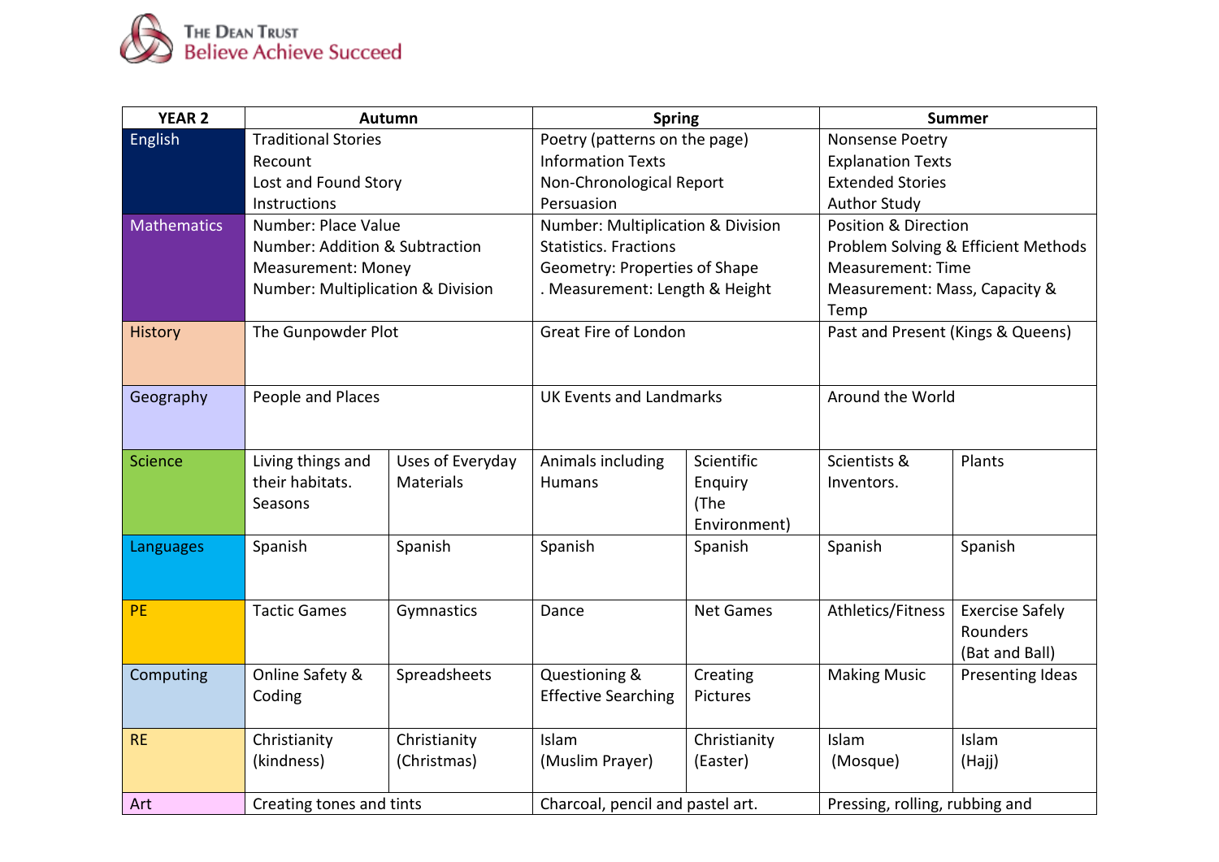The Dean Trust
Believe Achieve Succeed

| YEAR 2 | Autumn | | Spring | | Summer | |
|---|---|---|---|---|---|---|
| English | Traditional Stories<br>Recount<br>Lost and Found Story<br>Instructions | | Poetry (patterns on the page)<br>Information Texts<br>Non-Chronological Report<br>Persuasion | | Nonsense Poetry<br>Explanation Texts<br>Extended Stories<br>Author Study | |
| Mathematics | Number: Place Value<br>Number: Addition & Subtraction<br>Measurement: Money<br>Number: Multiplication & Division | | Number: Multiplication & Division<br>Statistics. Fractions<br>Geometry: Properties of Shape<br>. Measurement: Length & Height | | Position & Direction<br>Problem Solving & Efficient Methods<br>Measurement: Time<br>Measurement: Mass, Capacity & Temp | |
| History | The Gunpowder Plot | | Great Fire of London | | Past and Present (Kings & Queens) | |
| Geography | People and Places | | UK Events and Landmarks | | Around the World | |
| Science | Living things and their habitats. Seasons | Uses of Everyday Materials | Animals including Humans | Scientific Enquiry (The Environment) | Scientists & Inventors. | Plants |
| Languages | Spanish | Spanish | Spanish | Spanish | Spanish | Spanish |
| PE | Tactic Games | Gymnastics | Dance | Net Games | Athletics/Fitness | Exercise Safely Rounders (Bat and Ball) |
| Computing | Online Safety & Coding | Spreadsheets | Questioning & Effective Searching | Creating Pictures | Making Music | Presenting Ideas |
| RE | Christianity (kindness) | Christianity (Christmas) | Islam (Muslim Prayer) | Christianity (Easter) | Islam (Mosque) | Islam (Hajj) |
| Art | Creating tones and tints | | Charcoal, pencil and pastel art. | | Pressing, rolling, rubbing and | |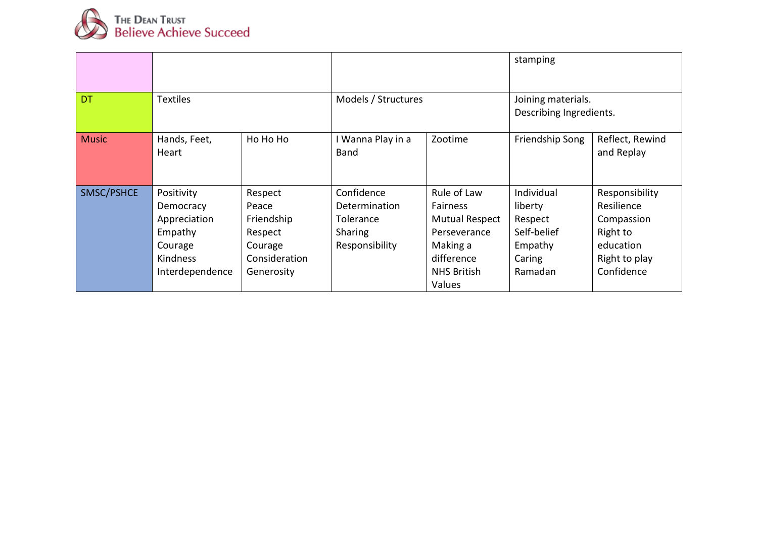| | | | | | | |
|---|---|---|---|---|---|---|
| | | | | | stamping | |
| DT | Textiles | | Models / Structures | | Joining materials.<br>Describing Ingredients. | |
| Music | Hands, Feet, Heart | Ho Ho Ho | I Wanna Play in a Band | Zootime | Friendship Song | Reflect, Rewind and Replay |
| SMSC/PSHCE | Positivity<br>Democracy<br>Appreciation<br>Empathy<br>Courage<br>Kindness<br>Interdependence | Respect<br>Peace<br>Friendship<br>Respect<br>Courage<br>Consideration<br>Generosity | Confidence<br>Determination<br>Tolerance<br>Sharing<br>Responsibility | Rule of Law<br>Fairness<br>Mutual Respect<br>Perseverance<br>Making a difference<br>NHS British Values | Individual liberty<br>Respect<br>Self-belief<br>Empathy<br>Caring<br>Ramadan | Responsibility<br>Resilience<br>Compassion<br>Right to education<br>Right to play<br>Confidence |